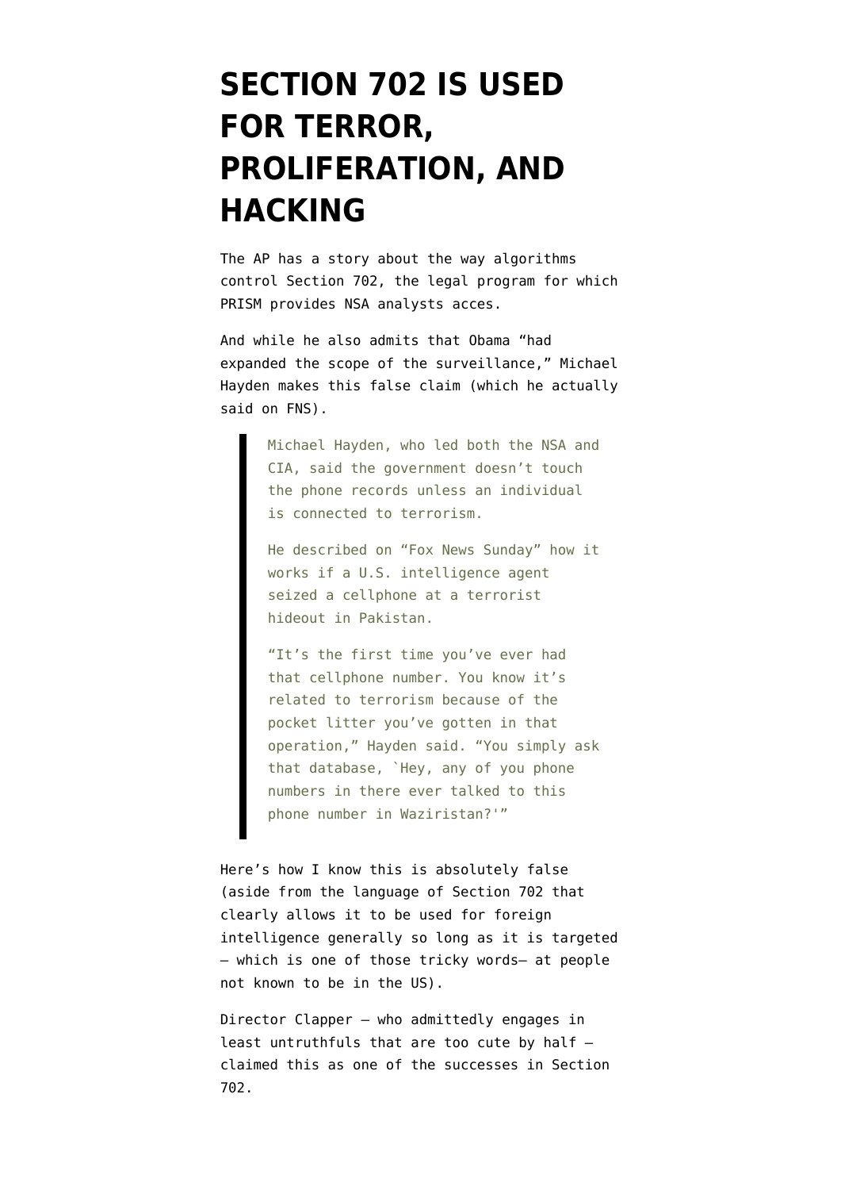# SECTION 702 IS USED FOR TERROR, PROLIFERATION, AND HACKING

The AP has a story about the way algorithms control Section 702, the legal program for which PRISM provides NSA analysts acces.

And while he also admits that Obama "had expanded the scope of the surveillance," Michael Hayden makes this false claim (which he actually said on FNS).

> Michael Hayden, who led both the NSA and CIA, said the government doesn't touch the phone records unless an individual is connected to terrorism.
>
> He described on "Fox News Sunday" how it works if a U.S. intelligence agent seized a cellphone at a terrorist hideout in Pakistan.
>
> "It's the first time you've ever had that cellphone number. You know it's related to terrorism because of the pocket litter you've gotten in that operation," Hayden said. "You simply ask that database, `Hey, any of you phone numbers in there ever talked to this phone number in Waziristan?'"

Here's how I know this is absolutely false (aside from the language of Section 702 that clearly allows it to be used for foreign intelligence generally so long as it is targeted — which is one of those tricky words— at people not known to be in the US).

Director Clapper — who admittedly engages in least untruthfuls that are too cute by half — claimed this as one of the successes in Section 702.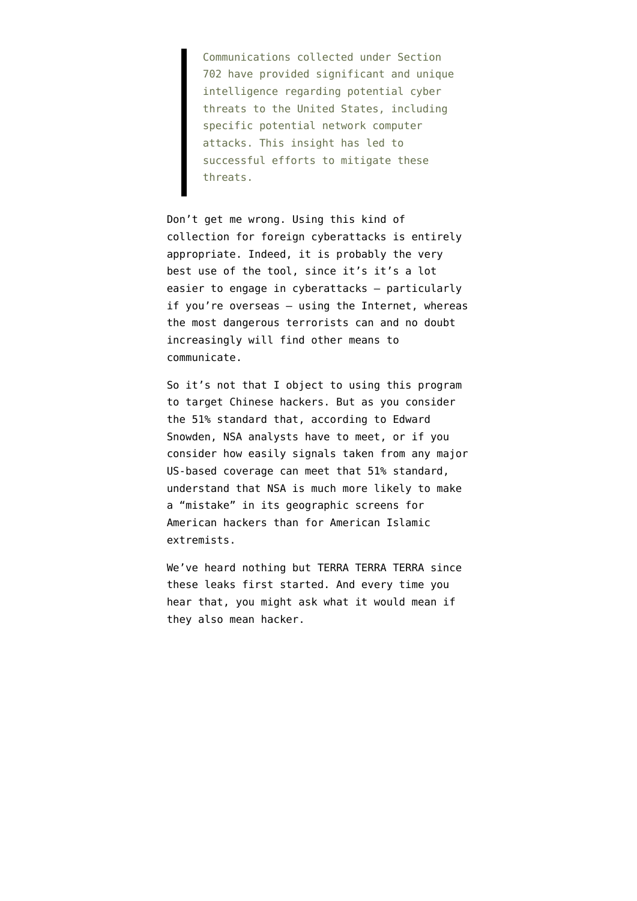> Communications collected under Section 702 have provided significant and unique intelligence regarding potential cyber threats to the United States, including specific potential network computer attacks. This insight has led to successful efforts to mitigate these threats.

Don't get me wrong. Using this kind of collection for foreign cyberattacks is entirely appropriate. Indeed, it is probably the very best use of the tool, since it's it's a lot easier to engage in cyberattacks — particularly if you're overseas — using the Internet, whereas the most dangerous terrorists can and no doubt increasingly will find other means to communicate.

So it's not that I object to using this program to target Chinese hackers. But as you consider the 51% standard that, according to Edward Snowden, NSA analysts have to meet, or if you consider how easily signals taken from any major US-based coverage can meet that 51% standard, understand that NSA is much more likely to make a "mistake" in its geographic screens for American hackers than for American Islamic extremists.

We've heard nothing but TERRA TERRA TERRA since these leaks first started. And every time you hear that, you might ask what it would mean if they also mean hacker.